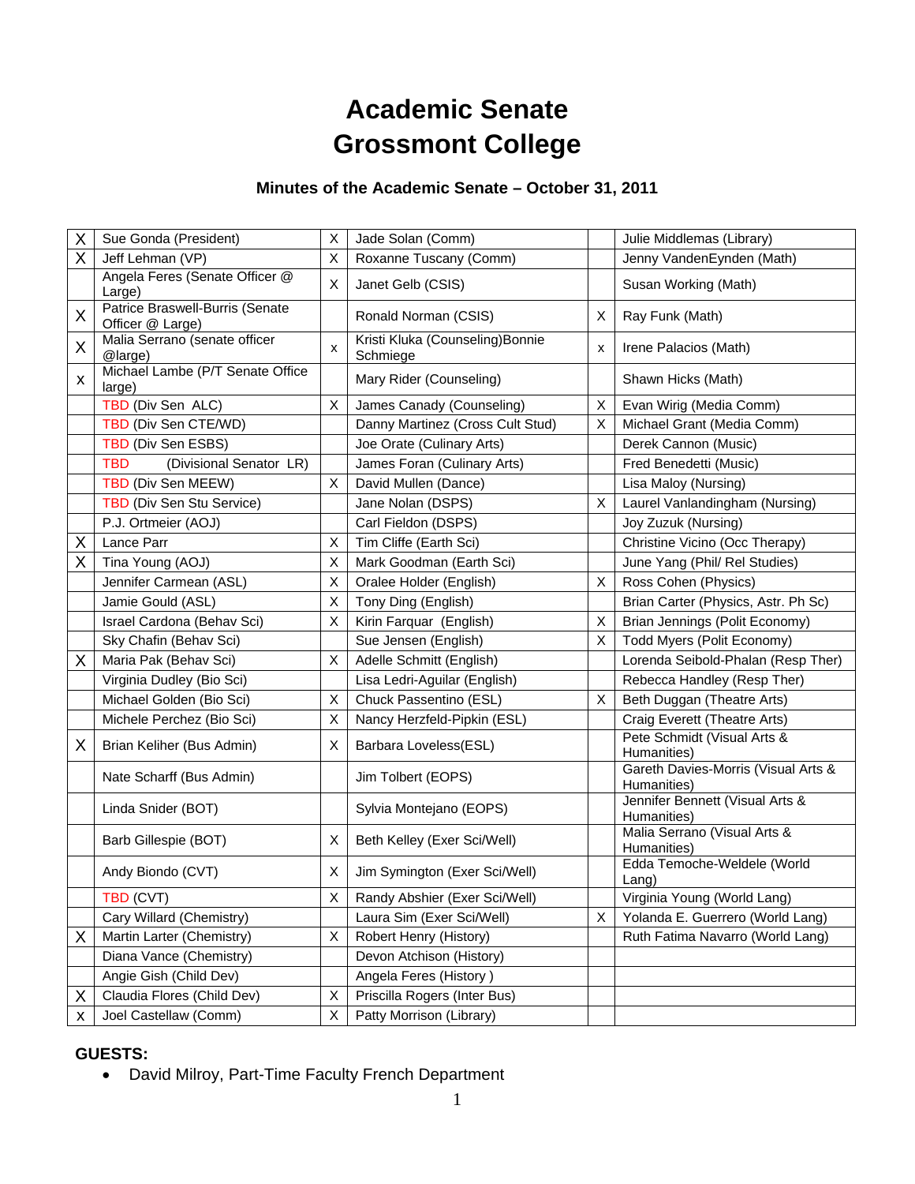# Academic Senate
# Grossmont College

### Minutes of the Academic Senate – October 31, 2011

| | | | | | |
|---|---|---|---|---|---|
| X | Sue Gonda (President) | X | Jade Solan (Comm) | | Julie Middlemas (Library) |
| X | Jeff Lehman (VP) | X | Roxanne Tuscany (Comm) | | Jenny VandenEynden (Math) |
| | Angela Feres (Senate Officer @ Large) | X | Janet Gelb (CSIS) | | Susan Working (Math) |
| X | Patrice Braswell-Burris (Senate Officer @ Large) | | Ronald Norman (CSIS) | X | Ray Funk (Math) |
| X | Malia Serrano (senate officer @large) | x | Kristi Kluka (Counseling)Bonnie Schmiege | x | Irene Palacios (Math) |
| x | Michael Lambe (P/T Senate Office large) | | Mary Rider (Counseling) | | Shawn Hicks (Math) |
| | TBD (Div Sen ALC) | X | James Canady (Counseling) | X | Evan Wirig (Media Comm) |
| | TBD (Div Sen CTE/WD) | | Danny Martinez (Cross Cult Stud) | X | Michael Grant (Media Comm) |
| | TBD (Div Sen ESBS) | | Joe Orate (Culinary Arts) | | Derek Cannon (Music) |
| | TBD (Divisional Senator LR) | | James Foran (Culinary Arts) | | Fred Benedetti (Music) |
| | TBD (Div Sen MEEW) | X | David Mullen (Dance) | | Lisa Maloy (Nursing) |
| | TBD (Div Sen Stu Service) | | Jane Nolan (DSPS) | X | Laurel Vanlandingham (Nursing) |
| | P.J. Ortmeier (AOJ) | | Carl Fieldon (DSPS) | | Joy Zuzuk (Nursing) |
| X | Lance Parr | X | Tim Cliffe (Earth Sci) | | Christine Vicino (Occ Therapy) |
| X | Tina Young (AOJ) | X | Mark Goodman (Earth Sci) | | June Yang (Phil/ Rel Studies) |
| | Jennifer Carmean (ASL) | X | Oralee Holder (English) | X | Ross Cohen (Physics) |
| | Jamie Gould (ASL) | X | Tony Ding (English) | | Brian Carter (Physics, Astr. Ph Sc) |
| | Israel Cardona (Behav Sci) | X | Kirin Farquar (English) | X | Brian Jennings (Polit Economy) |
| | Sky Chafin (Behav Sci) | | Sue Jensen (English) | X | Todd Myers (Polit Economy) |
| X | Maria Pak (Behav Sci) | X | Adelle Schmitt (English) | | Lorenda Seibold-Phalan (Resp Ther) |
| | Virginia Dudley (Bio Sci) | | Lisa Ledri-Aguilar (English) | | Rebecca Handley (Resp Ther) |
| | Michael Golden (Bio Sci) | X | Chuck Passentino (ESL) | X | Beth Duggan (Theatre Arts) |
| | Michele Perchez (Bio Sci) | X | Nancy Herzfeld-Pipkin (ESL) | | Craig Everett (Theatre Arts) |
| X | Brian Keliher (Bus Admin) | X | Barbara Loveless(ESL) | | Pete Schmidt (Visual Arts & Humanities) |
| | Nate Scharff (Bus Admin) | | Jim Tolbert (EOPS) | | Gareth Davies-Morris (Visual Arts & Humanities) |
| | Linda Snider (BOT) | | Sylvia Montejano (EOPS) | | Jennifer Bennett (Visual Arts & Humanities) |
| | Barb Gillespie (BOT) | X | Beth Kelley (Exer Sci/Well) | | Malia Serrano (Visual Arts & Humanities) |
| | Andy Biondo (CVT) | X | Jim Symington (Exer Sci/Well) | | Edda Temoche-Weldele (World Lang) |
| | TBD (CVT) | X | Randy Abshier (Exer Sci/Well) | | Virginia Young (World Lang) |
| | Cary Willard (Chemistry) | | Laura Sim (Exer Sci/Well) | X | Yolanda E. Guerrero (World Lang) |
| X | Martin Larter (Chemistry) | X | Robert Henry (History) | | Ruth Fatima Navarro (World Lang) |
| | Diana Vance (Chemistry) | | Devon Atchison (History) | | |
| | Angie Gish (Child Dev) | | Angela Feres (History ) | | |
| X | Claudia Flores (Child Dev) | X | Priscilla Rogers (Inter Bus) | | |
| x | Joel Castellaw (Comm) | X | Patty Morrison (Library) | | |

**GUESTS:**

- David Milroy, Part-Time Faculty French Department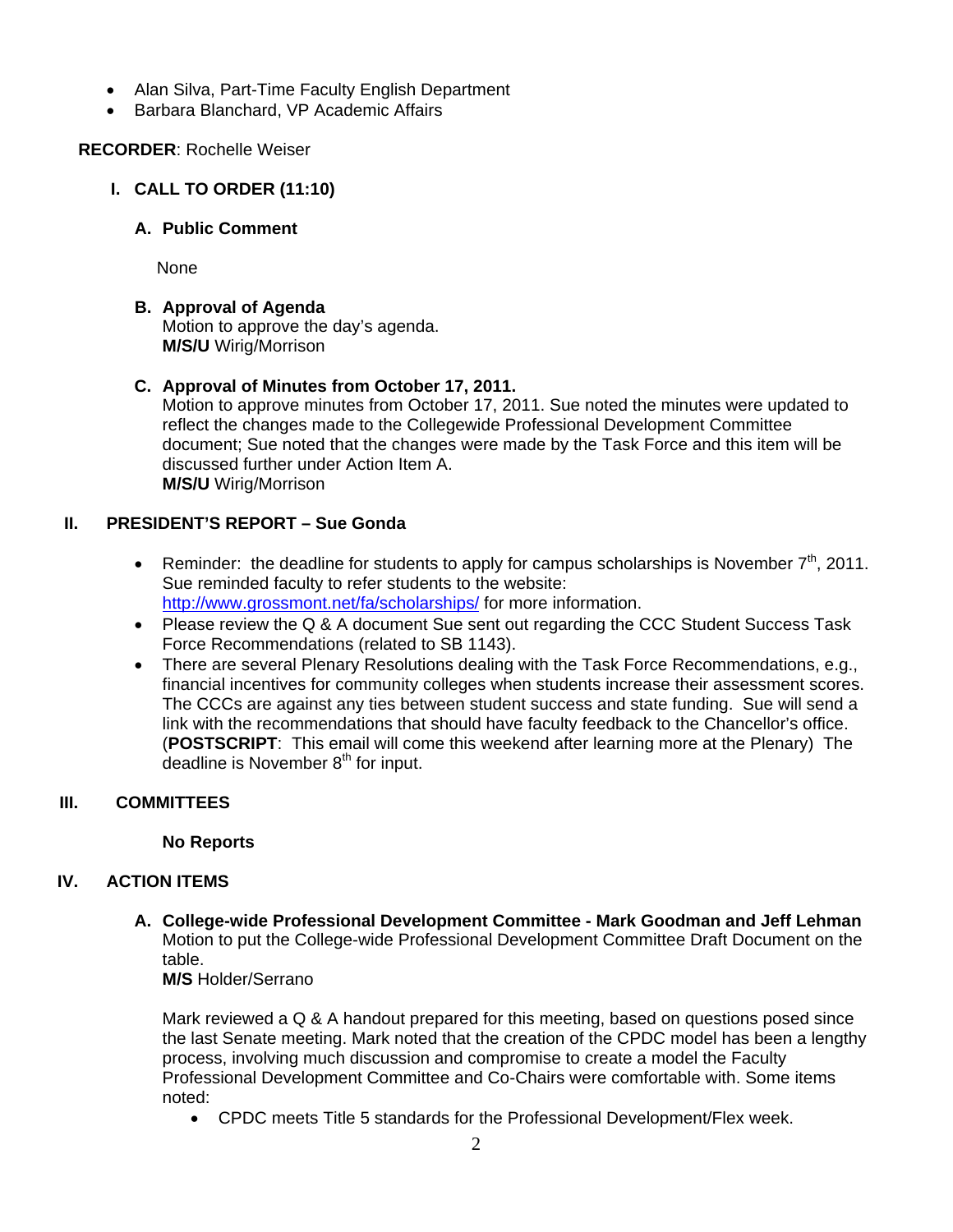- Alan Silva, Part-Time Faculty English Department
- Barbara Blanchard, VP Academic Affairs

**RECORDER**: Rochelle Weiser

## I. CALL TO ORDER (11:10)

### A. Public Comment

None

### B. Approval of Agenda

Motion to approve the day's agenda.
**M/S/U** Wirig/Morrison

### C. Approval of Minutes from October 17, 2011.

Motion to approve minutes from October 17, 2011. Sue noted the minutes were updated to reflect the changes made to the Collegewide Professional Development Committee document; Sue noted that the changes were made by the Task Force and this item will be discussed further under Action Item A.
**M/S/U** Wirig/Morrison

## II. PRESIDENT'S REPORT – Sue Gonda

- Reminder: the deadline for students to apply for campus scholarships is November 7th, 2011. Sue reminded faculty to refer students to the website: http://www.grossmont.net/fa/scholarships/ for more information.
- Please review the Q & A document Sue sent out regarding the CCC Student Success Task Force Recommendations (related to SB 1143).
- There are several Plenary Resolutions dealing with the Task Force Recommendations, e.g., financial incentives for community colleges when students increase their assessment scores. The CCCs are against any ties between student success and state funding. Sue will send a link with the recommendations that should have faculty feedback to the Chancellor's office. (**POSTSCRIPT**: This email will come this weekend after learning more at the Plenary) The deadline is November 8th for input.

## III. COMMITTEES

**No Reports**

## IV. ACTION ITEMS

### A. College-wide Professional Development Committee - Mark Goodman and Jeff Lehman

Motion to put the College-wide Professional Development Committee Draft Document on the table.
**M/S** Holder/Serrano

Mark reviewed a Q & A handout prepared for this meeting, based on questions posed since the last Senate meeting. Mark noted that the creation of the CPDC model has been a lengthy process, involving much discussion and compromise to create a model the Faculty Professional Development Committee and Co-Chairs were comfortable with. Some items noted:

- CPDC meets Title 5 standards for the Professional Development/Flex week.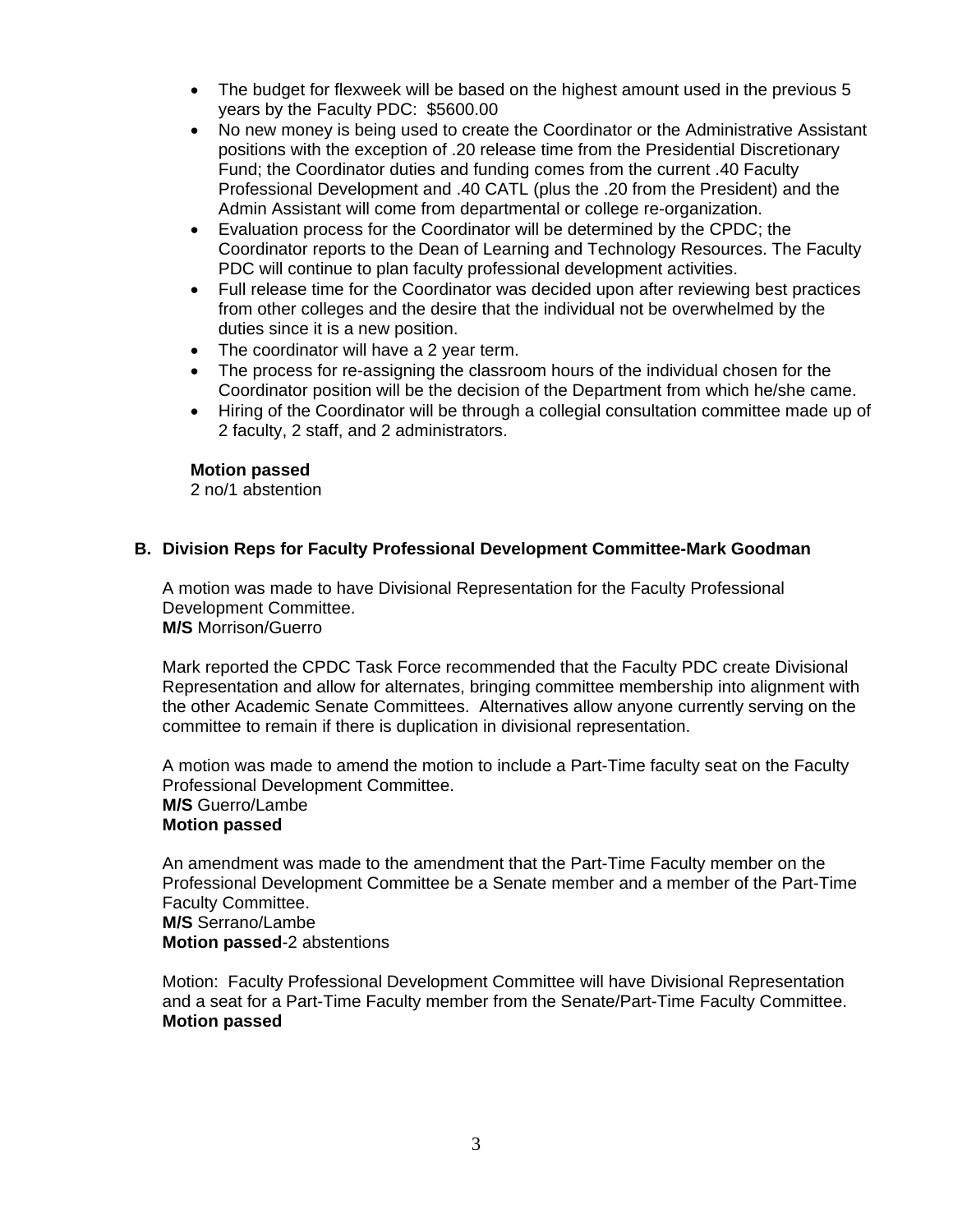- The budget for flexweek will be based on the highest amount used in the previous 5 years by the Faculty PDC: $5600.00
- No new money is being used to create the Coordinator or the Administrative Assistant positions with the exception of .20 release time from the Presidential Discretionary Fund; the Coordinator duties and funding comes from the current .40 Faculty Professional Development and .40 CATL (plus the .20 from the President) and the Admin Assistant will come from departmental or college re-organization.
- Evaluation process for the Coordinator will be determined by the CPDC; the Coordinator reports to the Dean of Learning and Technology Resources. The Faculty PDC will continue to plan faculty professional development activities.
- Full release time for the Coordinator was decided upon after reviewing best practices from other colleges and the desire that the individual not be overwhelmed by the duties since it is a new position.
- The coordinator will have a 2 year term.
- The process for re-assigning the classroom hours of the individual chosen for the Coordinator position will be the decision of the Department from which he/she came.
- Hiring of the Coordinator will be through a collegial consultation committee made up of 2 faculty, 2 staff, and 2 administrators.

**Motion passed**
2 no/1 abstention

**B. Division Reps for Faculty Professional Development Committee-Mark Goodman**

A motion was made to have Divisional Representation for the Faculty Professional Development Committee.
**M/S** Morrison/Guerro

Mark reported the CPDC Task Force recommended that the Faculty PDC create Divisional Representation and allow for alternates, bringing committee membership into alignment with the other Academic Senate Committees. Alternatives allow anyone currently serving on the committee to remain if there is duplication in divisional representation.

A motion was made to amend the motion to include a Part-Time faculty seat on the Faculty Professional Development Committee.
**M/S** Guerro/Lambe
**Motion passed**

An amendment was made to the amendment that the Part-Time Faculty member on the Professional Development Committee be a Senate member and a member of the Part-Time Faculty Committee.
**M/S** Serrano/Lambe
**Motion passed**-2 abstentions

Motion: Faculty Professional Development Committee will have Divisional Representation and a seat for a Part-Time Faculty member from the Senate/Part-Time Faculty Committee.
**Motion passed**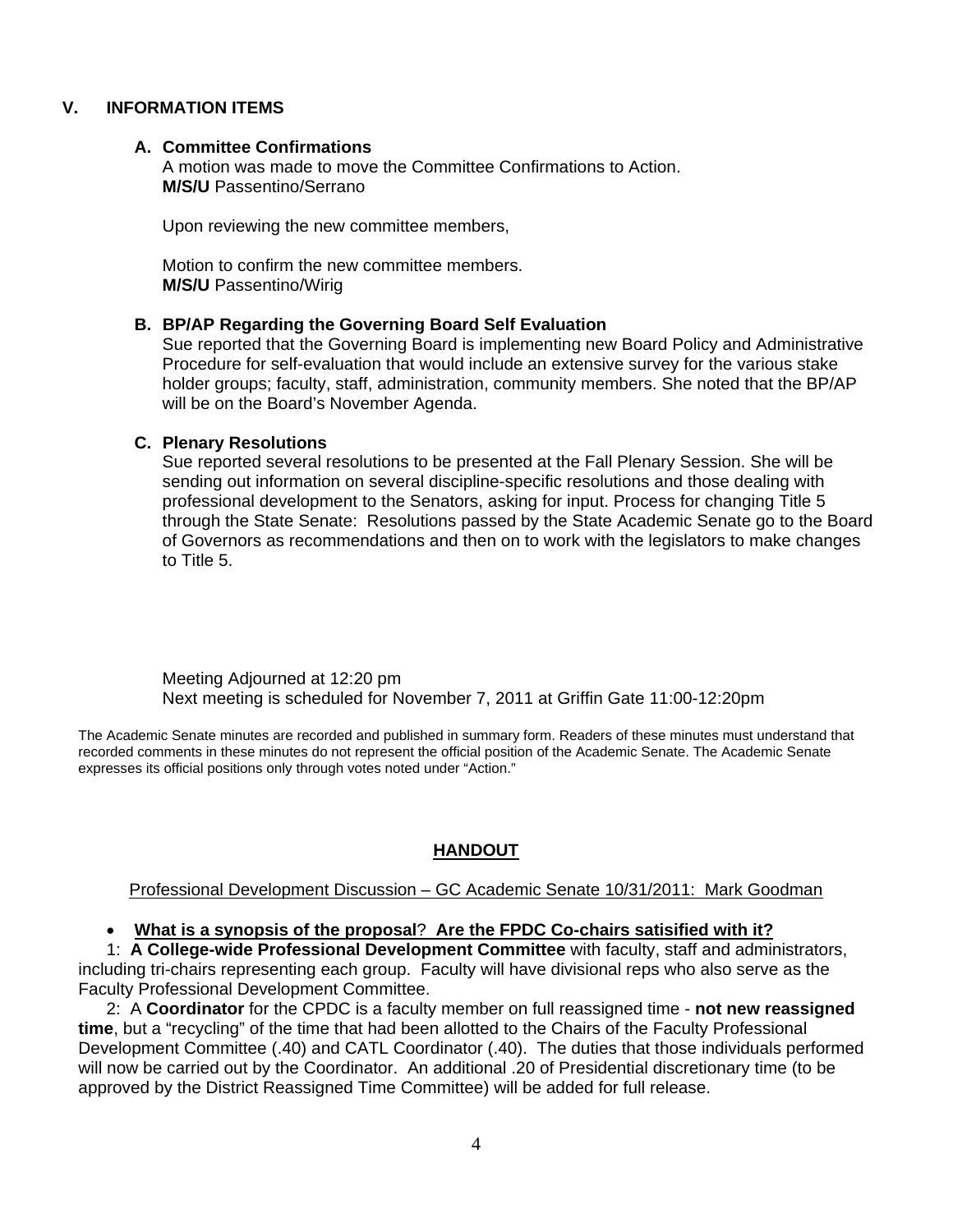## V. INFORMATION ITEMS

### A. Committee Confirmations

A motion was made to move the Committee Confirmations to Action.
**M/S/U** Passentino/Serrano

Upon reviewing the new committee members,

Motion to confirm the new committee members.
**M/S/U** Passentino/Wirig

### B. BP/AP Regarding the Governing Board Self Evaluation

Sue reported that the Governing Board is implementing new Board Policy and Administrative Procedure for self-evaluation that would include an extensive survey for the various stake holder groups; faculty, staff, administration, community members. She noted that the BP/AP will be on the Board's November Agenda.

### C. Plenary Resolutions

Sue reported several resolutions to be presented at the Fall Plenary Session. She will be sending out information on several discipline-specific resolutions and those dealing with professional development to the Senators, asking for input. Process for changing Title 5 through the State Senate: Resolutions passed by the State Academic Senate go to the Board of Governors as recommendations and then on to work with the legislators to make changes to Title 5.

Meeting Adjourned at 12:20 pm
Next meeting is scheduled for November 7, 2011 at Griffin Gate 11:00-12:20pm

The Academic Senate minutes are recorded and published in summary form. Readers of these minutes must understand that recorded comments in these minutes do not represent the official position of the Academic Senate. The Academic Senate expresses its official positions only through votes noted under "Action."

## HANDOUT

Professional Development Discussion – GC Academic Senate 10/31/2011: Mark Goodman

- **What is a synopsis of the proposal**? **Are the FPDC Co-chairs satisified with it?**

1: **A College-wide Professional Development Committee** with faculty, staff and administrators, including tri-chairs representing each group. Faculty will have divisional reps who also serve as the Faculty Professional Development Committee.

2: A **Coordinator** for the CPDC is a faculty member on full reassigned time - **not new reassigned time**, but a "recycling" of the time that had been allotted to the Chairs of the Faculty Professional Development Committee (.40) and CATL Coordinator (.40). The duties that those individuals performed will now be carried out by the Coordinator. An additional .20 of Presidential discretionary time (to be approved by the District Reassigned Time Committee) will be added for full release.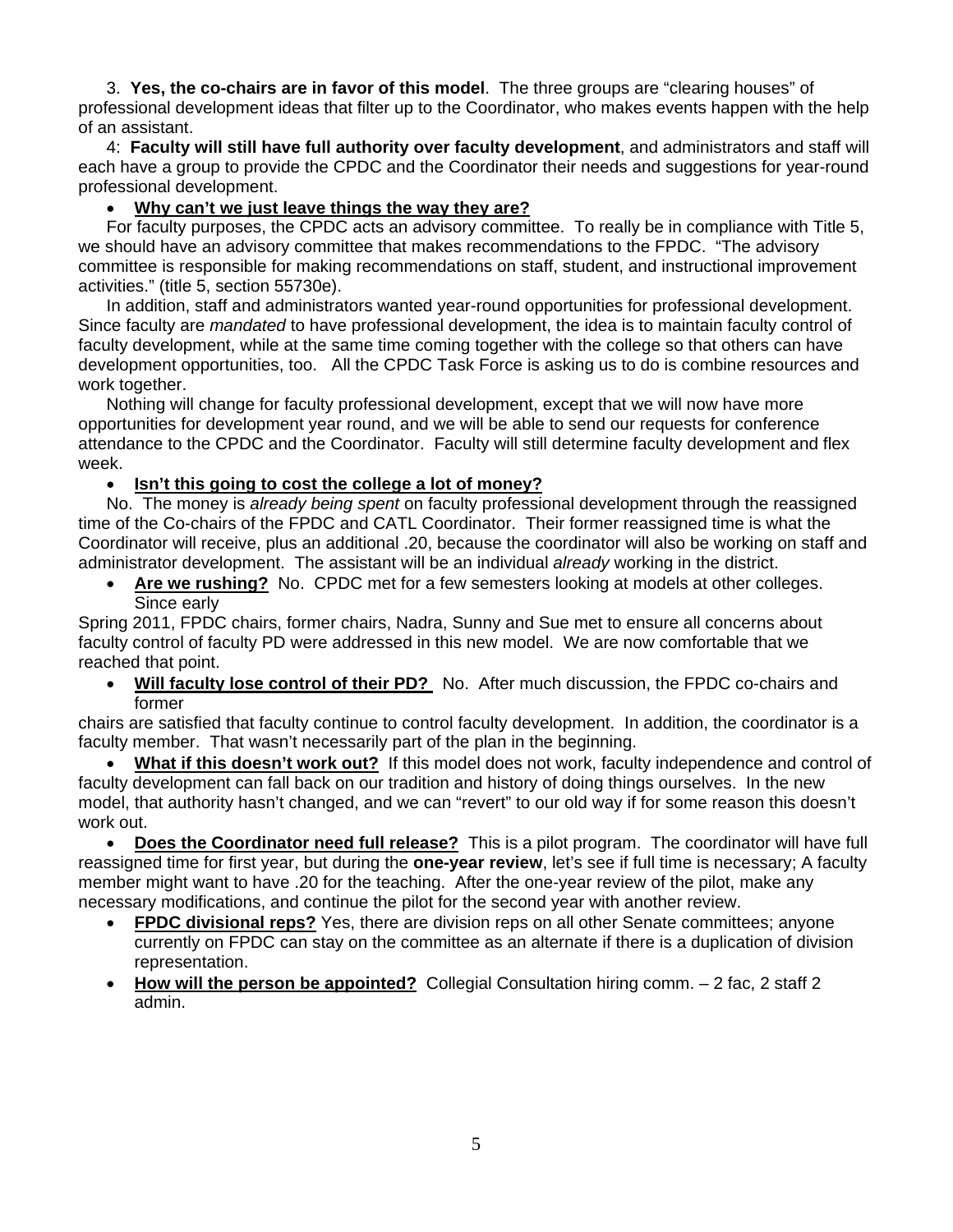3. **Yes, the co-chairs are in favor of this model**. The three groups are "clearing houses" of professional development ideas that filter up to the Coordinator, who makes events happen with the help of an assistant.

4: **Faculty will still have full authority over faculty development**, and administrators and staff will each have a group to provide the CPDC and the Coordinator their needs and suggestions for year-round professional development.

- **<u>Why can't we just leave things the way they are?</u>**

For faculty purposes, the CPDC acts an advisory committee. To really be in compliance with Title 5, we should have an advisory committee that makes recommendations to the FPDC. "The advisory committee is responsible for making recommendations on staff, student, and instructional improvement activities." (title 5, section 55730e).

In addition, staff and administrators wanted year-round opportunities for professional development. Since faculty are *mandated* to have professional development, the idea is to maintain faculty control of faculty development, while at the same time coming together with the college so that others can have development opportunities, too. All the CPDC Task Force is asking us to do is combine resources and work together.

Nothing will change for faculty professional development, except that we will now have more opportunities for development year round, and we will be able to send our requests for conference attendance to the CPDC and the Coordinator. Faculty will still determine faculty development and flex week.

- **<u>Isn't this going to cost the college a lot of money?</u>**

No. The money is *already being spent* on faculty professional development through the reassigned time of the Co-chairs of the FPDC and CATL Coordinator. Their former reassigned time is what the Coordinator will receive, plus an additional .20, because the coordinator will also be working on staff and administrator development. The assistant will be an individual *already* working in the district.

- **<u>Are we rushing?</u>** No. CPDC met for a few semesters looking at models at other colleges. Since early Spring 2011, FPDC chairs, former chairs, Nadra, Sunny and Sue met to ensure all concerns about faculty control of faculty PD were addressed in this new model. We are now comfortable that we reached that point.

- **<u>Will faculty lose control of their PD?</u>** No. After much discussion, the FPDC co-chairs and former chairs are satisfied that faculty continue to control faculty development. In addition, the coordinator is a faculty member. That wasn't necessarily part of the plan in the beginning.

- **<u>What if this doesn't work out?</u>** If this model does not work, faculty independence and control of faculty development can fall back on our tradition and history of doing things ourselves. In the new model, that authority hasn't changed, and we can "revert" to our old way if for some reason this doesn't work out.

- **<u>Does the Coordinator need full release?</u>** This is a pilot program. The coordinator will have full reassigned time for first year, but during the **one-year review**, let's see if full time is necessary; A faculty member might want to have .20 for the teaching. After the one-year review of the pilot, make any necessary modifications, and continue the pilot for the second year with another review.

- **<u>FPDC divisional reps?</u>** Yes, there are division reps on all other Senate committees; anyone currently on FPDC can stay on the committee as an alternate if there is a duplication of division representation.
- **<u>How will the person be appointed?</u>** Collegial Consultation hiring comm. – 2 fac, 2 staff 2 admin.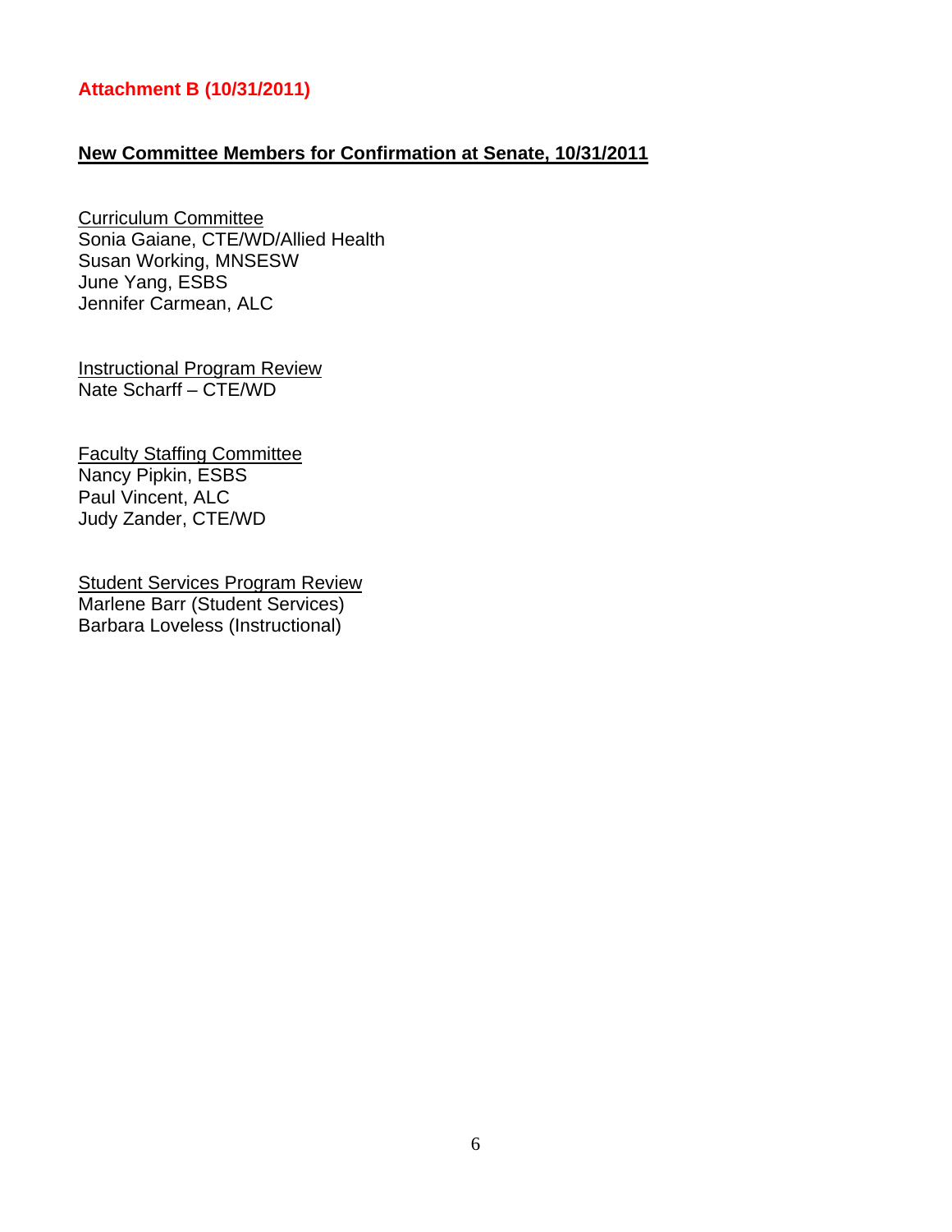**Attachment B (10/31/2011)**

## New Committee Members for Confirmation at Senate, 10/31/2011

Curriculum Committee
Sonia Gaiane, CTE/WD/Allied Health
Susan Working, MNSESW
June Yang, ESBS
Jennifer Carmean, ALC

Instructional Program Review
Nate Scharff – CTE/WD

Faculty Staffing Committee
Nancy Pipkin, ESBS
Paul Vincent, ALC
Judy Zander, CTE/WD

Student Services Program Review
Marlene Barr (Student Services)
Barbara Loveless (Instructional)